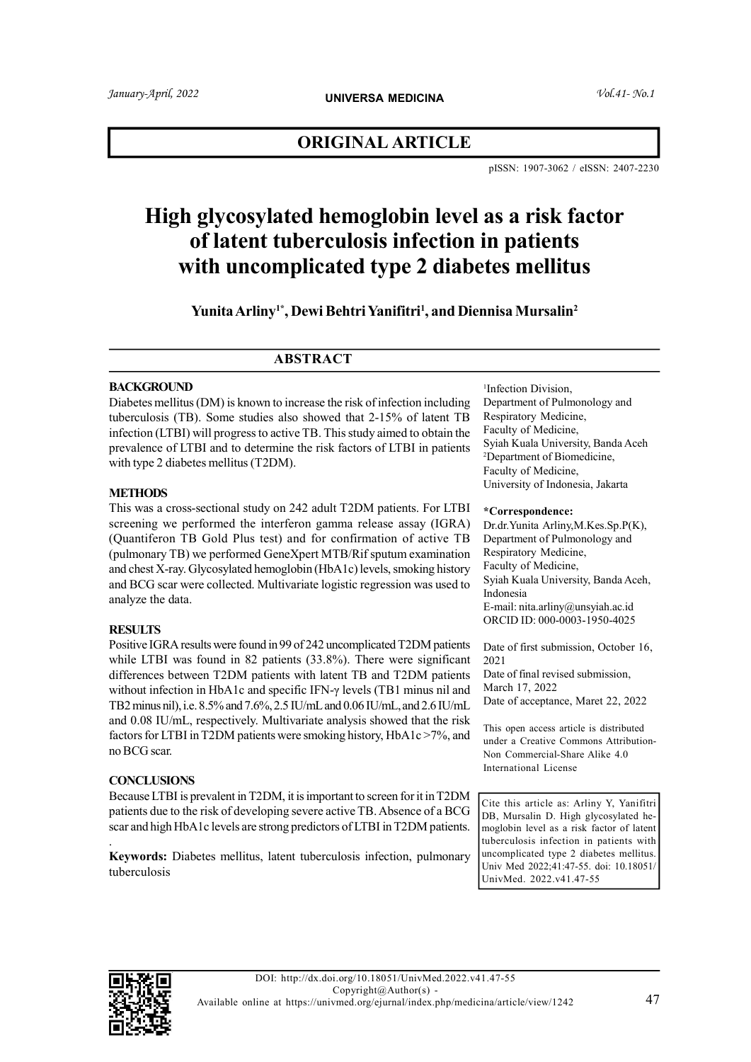# ORIGINAL ARTICLE

pISSN: 1907-3062 / eISSN: 2407-2230

# High glycosylated hemoglobin level as a risk factor of latent tuberculosis infection in patients with uncomplicated type 2 diabetes mellitus

**Yunita Arliny[1*], Dewi Behtri Yanifitri[1], and Diennisa Mursalin[2]**

## ABSTRACT

### BACKGROUND

Diabetes mellitus (DM) is known to increase the risk of infection including tuberculosis (TB). Some studies also showed that 2-15% of latent TB infection (LTBI) will progress to active TB. This study aimed to obtain the prevalence of LTBI and to determine the risk factors of LTBI in patients with type 2 diabetes mellitus (T2DM).

### METHODS

This was a cross-sectional study on 242 adult T2DM patients. For LTBI screening we performed the interferon gamma release assay (IGRA) (Quantiferon TB Gold Plus test) and for confirmation of active TB (pulmonary TB) we performed GeneXpert MTB/Rif sputum examination and chest X-ray. Glycosylated hemoglobin (HbA1c) levels, smoking history and BCG scar were collected. Multivariate logistic regression was used to analyze the data.

### RESULTS

Positive IGRA results were found in 99 of 242 uncomplicated T2DM patients while LTBI was found in 82 patients (33.8%). There were significant differences between T2DM patients with latent TB and T2DM patients without infection in HbA1c and specific IFN-γ levels (TB1 minus nil and TB2 minus nil), i.e. 8.5% and 7.6%, 2.5 IU/mL and 0.06 IU/mL, and 2.6 IU/mL and 0.08 IU/mL, respectively. Multivariate analysis showed that the risk factors for LTBI in T2DM patients were smoking history, HbA1c >7%, and no BCG scar.

### CONCLUSIONS

Because LTBI is prevalent in T2DM, it is important to screen for it in T2DM patients due to the risk of developing severe active TB. Absence of a BCG scar and high HbA1c levels are strong predictors of LTBI in T2DM patients.

.

**Keywords:** Diabetes mellitus, latent tuberculosis infection, pulmonary tuberculosis

[1]Infection Division, Department of Pulmonology and Respiratory Medicine, Faculty of Medicine, Syiah Kuala University, Banda Aceh
[2]Department of Biomedicine, Faculty of Medicine, University of Indonesia, Jakarta

**\*Correspondence:**
Dr.dr.Yunita Arliny,M.Kes.Sp.P(K), Department of Pulmonology and Respiratory Medicine, Faculty of Medicine, Syiah Kuala University, Banda Aceh, Indonesia
E-mail: nita.arliny@unsyiah.ac.id
ORCID ID: 000-0003-1950-4025

Date of first submission, October 16, 2021
Date of final revised submission, March 17, 2022
Date of acceptance, Maret 22, 2022

This open access article is distributed under a Creative Commons Attribution-Non Commercial-Share Alike 4.0 International License

Cite this article as: Arliny Y, Yanifitri DB, Mursalin D. High glycosylated hemoglobin level as a risk factor of latent tuberculosis infection in patients with uncomplicated type 2 diabetes mellitus. Univ Med 2022;41:47-55. doi: 10.18051/UnivMed. 2022.v41.47-55

DOI: http://dx.doi.org/10.18051/UnivMed.2022.v41.47-55
Copyright@Author(s) -
Available online at https://univmed.org/ejurnal/index.php/medicina/article/view/1242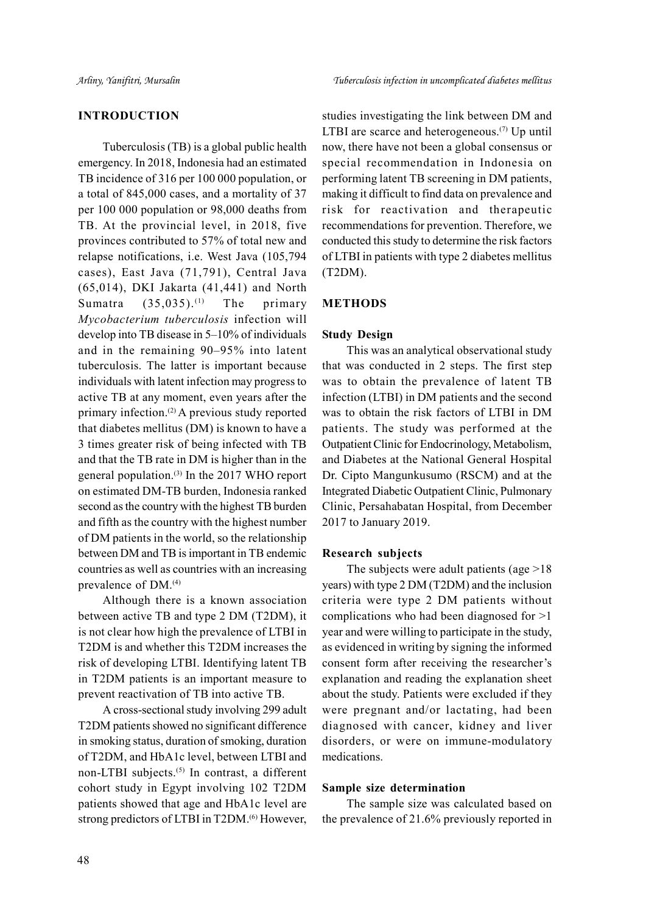## INTRODUCTION

Tuberculosis (TB) is a global public health emergency. In 2018, Indonesia had an estimated TB incidence of 316 per 100 000 population, or a total of 845,000 cases, and a mortality of 37 per 100 000 population or 98,000 deaths from TB. At the provincial level, in 2018, five provinces contributed to 57% of total new and relapse notifications, i.e. West Java (105,794 cases), East Java (71,791), Central Java (65,014), DKI Jakarta (41,441) and North Sumatra (35,035).[1] The primary *Mycobacterium tuberculosis* infection will develop into TB disease in 5–10% of individuals and in the remaining 90–95% into latent tuberculosis. The latter is important because individuals with latent infection may progress to active TB at any moment, even years after the primary infection.[2] A previous study reported that diabetes mellitus (DM) is known to have a 3 times greater risk of being infected with TB and that the TB rate in DM is higher than in the general population.[3] In the 2017 WHO report on estimated DM-TB burden, Indonesia ranked second as the country with the highest TB burden and fifth as the country with the highest number of DM patients in the world, so the relationship between DM and TB is important in TB endemic countries as well as countries with an increasing prevalence of DM.[4]

Although there is a known association between active TB and type 2 DM (T2DM), it is not clear how high the prevalence of LTBI in T2DM is and whether this T2DM increases the risk of developing LTBI. Identifying latent TB in T2DM patients is an important measure to prevent reactivation of TB into active TB.

A cross-sectional study involving 299 adult T2DM patients showed no significant difference in smoking status, duration of smoking, duration of T2DM, and HbA1c level, between LTBI and non-LTBI subjects.[5] In contrast, a different cohort study in Egypt involving 102 T2DM patients showed that age and HbA1c level are strong predictors of LTBI in T2DM.[6] However, studies investigating the link between DM and LTBI are scarce and heterogeneous.[7] Up until now, there have not been a global consensus or special recommendation in Indonesia on performing latent TB screening in DM patients, making it difficult to find data on prevalence and risk for reactivation and therapeutic recommendations for prevention. Therefore, we conducted this study to determine the risk factors of LTBI in patients with type 2 diabetes mellitus (T2DM).

## METHODS

### Study Design

This was an analytical observational study that was conducted in 2 steps. The first step was to obtain the prevalence of latent TB infection (LTBI) in DM patients and the second was to obtain the risk factors of LTBI in DM patients. The study was performed at the Outpatient Clinic for Endocrinology, Metabolism, and Diabetes at the National General Hospital Dr. Cipto Mangunkusumo (RSCM) and at the Integrated Diabetic Outpatient Clinic, Pulmonary Clinic, Persahabatan Hospital, from December 2017 to January 2019.

### Research subjects

The subjects were adult patients (age >18 years) with type 2 DM (T2DM) and the inclusion criteria were type 2 DM patients without complications who had been diagnosed for >1 year and were willing to participate in the study, as evidenced in writing by signing the informed consent form after receiving the researcher's explanation and reading the explanation sheet about the study. Patients were excluded if they were pregnant and/or lactating, had been diagnosed with cancer, kidney and liver disorders, or were on immune-modulatory medications.

### Sample size determination

The sample size was calculated based on the prevalence of 21.6% previously reported in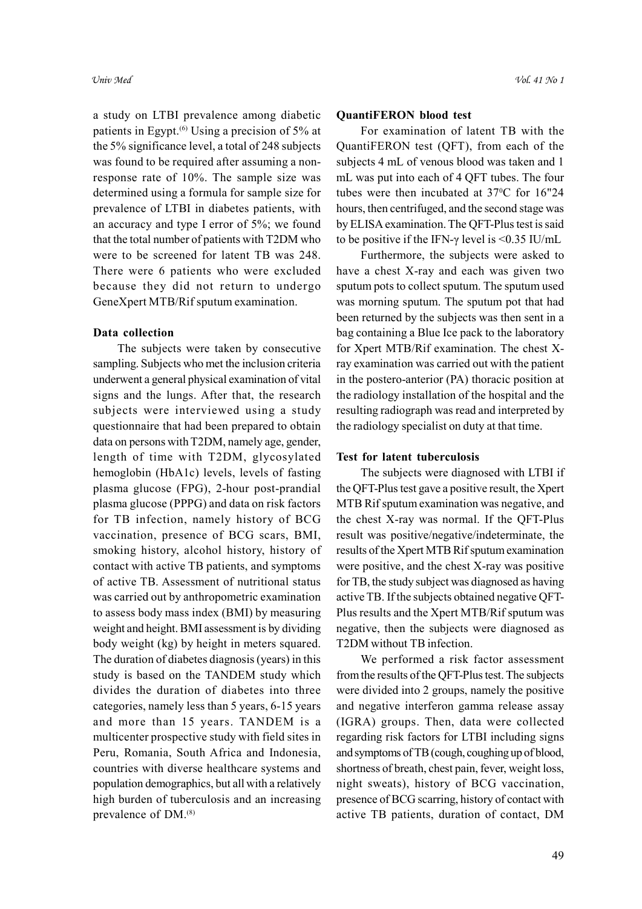a study on LTBI prevalence among diabetic patients in Egypt.[6] Using a precision of 5% at the 5% significance level, a total of 248 subjects was found to be required after assuming a non-response rate of 10%. The sample size was determined using a formula for sample size for prevalence of LTBI in diabetes patients, with an accuracy and type I error of 5%; we found that the total number of patients with T2DM who were to be screened for latent TB was 248. There were 6 patients who were excluded because they did not return to undergo GeneXpert MTB/Rif sputum examination.

### Data collection

The subjects were taken by consecutive sampling. Subjects who met the inclusion criteria underwent a general physical examination of vital signs and the lungs. After that, the research subjects were interviewed using a study questionnaire that had been prepared to obtain data on persons with T2DM, namely age, gender, length of time with T2DM, glycosylated hemoglobin (HbA1c) levels, levels of fasting plasma glucose (FPG), 2-hour post-prandial plasma glucose (PPPG) and data on risk factors for TB infection, namely history of BCG vaccination, presence of BCG scars, BMI, smoking history, alcohol history, history of contact with active TB patients, and symptoms of active TB. Assessment of nutritional status was carried out by anthropometric examination to assess body mass index (BMI) by measuring weight and height. BMI assessment is by dividing body weight (kg) by height in meters squared. The duration of diabetes diagnosis (years) in this study is based on the TANDEM study which divides the duration of diabetes into three categories, namely less than 5 years, 6-15 years and more than 15 years. TANDEM is a multicenter prospective study with field sites in Peru, Romania, South Africa and Indonesia, countries with diverse healthcare systems and population demographics, but all with a relatively high burden of tuberculosis and an increasing prevalence of DM.[8]

### QuantiFERON blood test

For examination of latent TB with the QuantiFERON test (QFT), from each of the subjects 4 mL of venous blood was taken and 1 mL was put into each of 4 QFT tubes. The four tubes were then incubated at 37$^0$C for 16"24 hours, then centrifuged, and the second stage was by ELISA examination. The QFT-Plus test is said to be positive if the IFN-$\gamma$ level is <0.35 IU/mL

Furthermore, the subjects were asked to have a chest X-ray and each was given two sputum pots to collect sputum. The sputum used was morning sputum. The sputum pot that had been returned by the subjects was then sent in a bag containing a Blue Ice pack to the laboratory for Xpert MTB/Rif examination. The chest X-ray examination was carried out with the patient in the postero-anterior (PA) thoracic position at the radiology installation of the hospital and the resulting radiograph was read and interpreted by the radiology specialist on duty at that time.

### Test for latent tuberculosis

The subjects were diagnosed with LTBI if the QFT-Plus test gave a positive result, the Xpert MTB Rif sputum examination was negative, and the chest X-ray was normal. If the QFT-Plus result was positive/negative/indeterminate, the results of the Xpert MTB Rif sputum examination were positive, and the chest X-ray was positive for TB, the study subject was diagnosed as having active TB. If the subjects obtained negative QFT-Plus results and the Xpert MTB/Rif sputum was negative, then the subjects were diagnosed as T2DM without TB infection.

We performed a risk factor assessment from the results of the QFT-Plus test. The subjects were divided into 2 groups, namely the positive and negative interferon gamma release assay (IGRA) groups. Then, data were collected regarding risk factors for LTBI including signs and symptoms of TB (cough, coughing up of blood, shortness of breath, chest pain, fever, weight loss, night sweats), history of BCG vaccination, presence of BCG scarring, history of contact with active TB patients, duration of contact, DM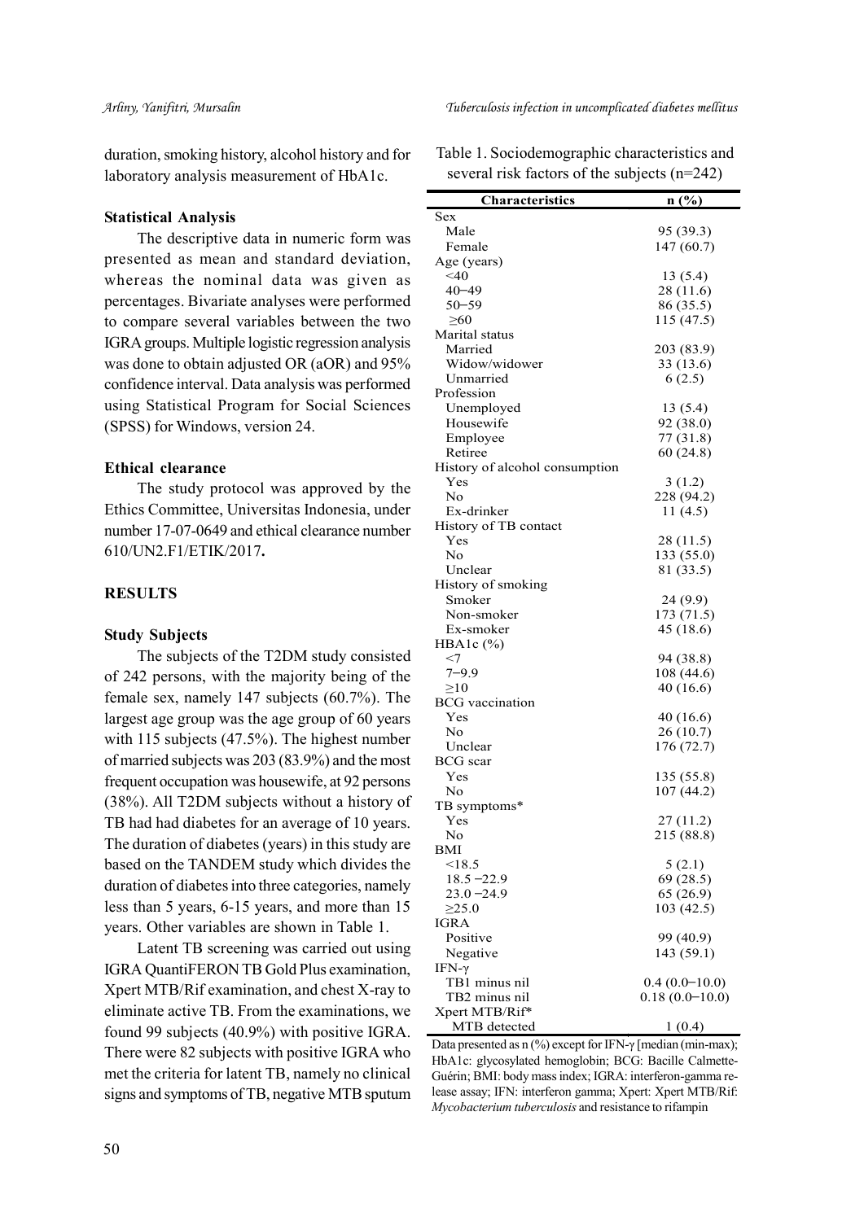duration, smoking history, alcohol history and for laboratory analysis measurement of HbA1c.

**Statistical Analysis**

The descriptive data in numeric form was presented as mean and standard deviation, whereas the nominal data was given as percentages. Bivariate analyses were performed to compare several variables between the two IGRA groups. Multiple logistic regression analysis was done to obtain adjusted OR (aOR) and 95% confidence interval. Data analysis was performed using Statistical Program for Social Sciences (SPSS) for Windows, version 24.

**Ethical clearance**

The study protocol was approved by the Ethics Committee, Universitas Indonesia, under number 17-07-0649 and ethical clearance number 610/UN2.F1/ETIK/2017**.**

## RESULTS

**Study Subjects**

The subjects of the T2DM study consisted of 242 persons, with the majority being of the female sex, namely 147 subjects (60.7%). The largest age group was the age group of 60 years with 115 subjects (47.5%). The highest number of married subjects was 203 (83.9%) and the most frequent occupation was housewife, at 92 persons (38%). All T2DM subjects without a history of TB had had diabetes for an average of 10 years. The duration of diabetes (years) in this study are based on the TANDEM study which divides the duration of diabetes into three categories, namely less than 5 years, 6-15 years, and more than 15 years. Other variables are shown in Table 1.

Latent TB screening was carried out using IGRA QuantiFERON TB Gold Plus examination, Xpert MTB/Rif examination, and chest X-ray to eliminate active TB. From the examinations, we found 99 subjects (40.9%) with positive IGRA. There were 82 subjects with positive IGRA who met the criteria for latent TB, namely no clinical signs and symptoms of TB, negative MTB sputum

Table 1. Sociodemographic characteristics and several risk factors of the subjects (n=242)

| Characteristics | n (%) |
|---|---|
| Sex | |
| Male | 95 (39.3) |
| Female | 147 (60.7) |
| Age (years) | |
| <40 | 13 (5.4) |
| 40–49 | 28 (11.6) |
| 50–59 | 86 (35.5) |
| ≥60 | 115 (47.5) |
| Marital status | |
| Married | 203 (83.9) |
| Widow/widower | 33 (13.6) |
| Unmarried | 6 (2.5) |
| Profession | |
| Unemployed | 13 (5.4) |
| Housewife | 92 (38.0) |
| Employee | 77 (31.8) |
| Retiree | 60 (24.8) |
| History of alcohol consumption | |
| Yes | 3 (1.2) |
| No | 228 (94.2) |
| Ex-drinker | 11 (4.5) |
| History of TB contact | |
| Yes | 28 (11.5) |
| No | 133 (55.0) |
| Unclear | 81 (33.5) |
| History of smoking | |
| Smoker | 24 (9.9) |
| Non-smoker | 173 (71.5) |
| Ex-smoker | 45 (18.6) |
| HBA1c (%) | |
| <7 | 94 (38.8) |
| 7–9.9 | 108 (44.6) |
| ≥10 | 40 (16.6) |
| BCG vaccination | |
| Yes | 40 (16.6) |
| No | 26 (10.7) |
| Unclear | 176 (72.7) |
| BCG scar | |
| Yes | 135 (55.8) |
| No | 107 (44.2) |
| TB symptoms* | |
| Yes | 27 (11.2) |
| No | 215 (88.8) |
| BMI | |
| <18.5 | 5 (2.1) |
| 18.5 –22.9 | 69 (28.5) |
| 23.0 –24.9 | 65 (26.9) |
| ≥25.0 | 103 (42.5) |
| IGRA | |
| Positive | 99 (40.9) |
| Negative | 143 (59.1) |
| IFN-γ | |
| TB1 minus nil | 0.4 (0.0–10.0) |
| TB2 minus nil | 0.18 (0.0–10.0) |
| Xpert MTB/Rif* | |
| MTB detected | 1 (0.4) |

Data presented as n (%) except for IFN-γ [median (min-max); HbA1c: glycosylated hemoglobin; BCG: Bacille Calmette-Guérin; BMI: body mass index; IGRA: interferon-gamma release assay; IFN: interferon gamma; Xpert: Xpert MTB/Rif: *Mycobacterium tuberculosis* and resistance to rifampin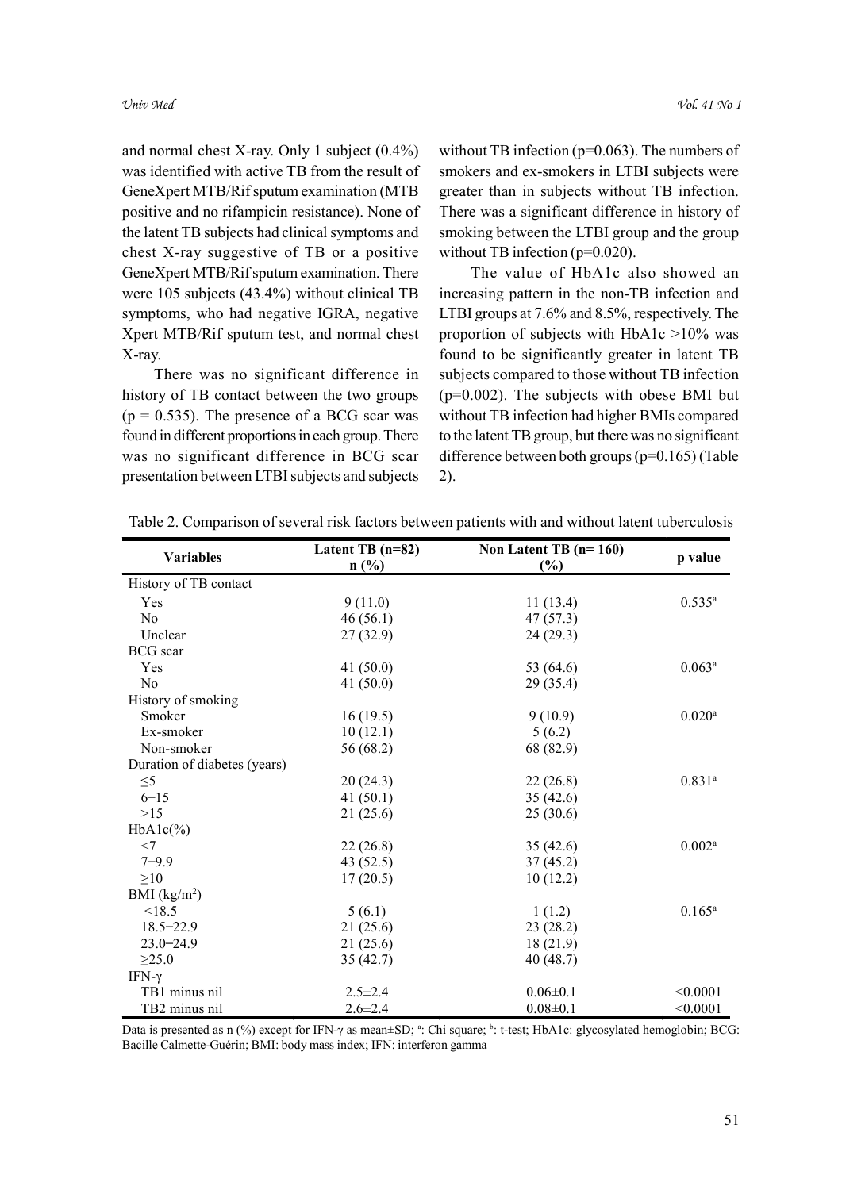and normal chest X-ray. Only 1 subject (0.4%) was identified with active TB from the result of GeneXpert MTB/Rif sputum examination (MTB positive and no rifampicin resistance). None of the latent TB subjects had clinical symptoms and chest X-ray suggestive of TB or a positive GeneXpert MTB/Rif sputum examination. There were 105 subjects (43.4%) without clinical TB symptoms, who had negative IGRA, negative Xpert MTB/Rif sputum test, and normal chest X-ray.

There was no significant difference in history of TB contact between the two groups ($p = 0.535$). The presence of a BCG scar was found in different proportions in each group. There was no significant difference in BCG scar presentation between LTBI subjects and subjects without TB infection ($p=0.063$). The numbers of smokers and ex-smokers in LTBI subjects were greater than in subjects without TB infection. There was a significant difference in history of smoking between the LTBI group and the group without TB infection ($p=0.020$).

The value of HbA1c also showed an increasing pattern in the non-TB infection and LTBI groups at 7.6% and 8.5%, respectively. The proportion of subjects with HbA1c >10% was found to be significantly greater in latent TB subjects compared to those without TB infection ($p=0.002$). The subjects with obese BMI but without TB infection had higher BMIs compared to the latent TB group, but there was no significant difference between both groups ($p=0.165$) (Table 2).

Table 2. Comparison of several risk factors between patients with and without latent tuberculosis

| Variables | Latent TB (n=82) n (%) | Non Latent TB (n= 160) (%) | p value |
|---|---|---|---|
| History of TB contact | | | |
| Yes | 9 (11.0) | 11 (13.4) | 0.535[a] |
| No | 46 (56.1) | 47 (57.3) | |
| Unclear | 27 (32.9) | 24 (29.3) | |
| BCG scar | | | |
| Yes | 41 (50.0) | 53 (64.6) | 0.063[a] |
| No | 41 (50.0) | 29 (35.4) | |
| History of smoking | | | |
| Smoker | 16 (19.5) | 9 (10.9) | 0.020[a] |
| Ex-smoker | 10 (12.1) | 5 (6.2) | |
| Non-smoker | 56 (68.2) | 68 (82.9) | |
| Duration of diabetes (years) | | | |
| ≤5 | 20 (24.3) | 22 (26.8) | 0.831[a] |
| 6–15 | 41 (50.1) | 35 (42.6) | |
| >15 | 21 (25.6) | 25 (30.6) | |
| HbA1c(%) | | | |
| <7 | 22 (26.8) | 35 (42.6) | 0.002[a] |
| 7–9.9 | 43 (52.5) | 37 (45.2) | |
| ≥10 | 17 (20.5) | 10 (12.2) | |
| BMI ($kg/m^2$) | | | |
| <18.5 | 5 (6.1) | 1 (1.2) | 0.165[a] |
| 18.5–22.9 | 21 (25.6) | 23 (28.2) | |
| 23.0–24.9 | 21 (25.6) | 18 (21.9) | |
| ≥25.0 | 35 (42.7) | 40 (48.7) | |
| IFN-γ | | | |
| TB1 minus nil | 2.5±2.4 | 0.06±0.1 | <0.0001 |
| TB2 minus nil | 2.6±2.4 | 0.08±0.1 | <0.0001 |

Data is presented as n (%) except for IFN-γ as mean±SD; [a]: Chi square; [b]: t-test; HbA1c: glycosylated hemoglobin; BCG: Bacille Calmette-Guérin; BMI: body mass index; IFN: interferon gamma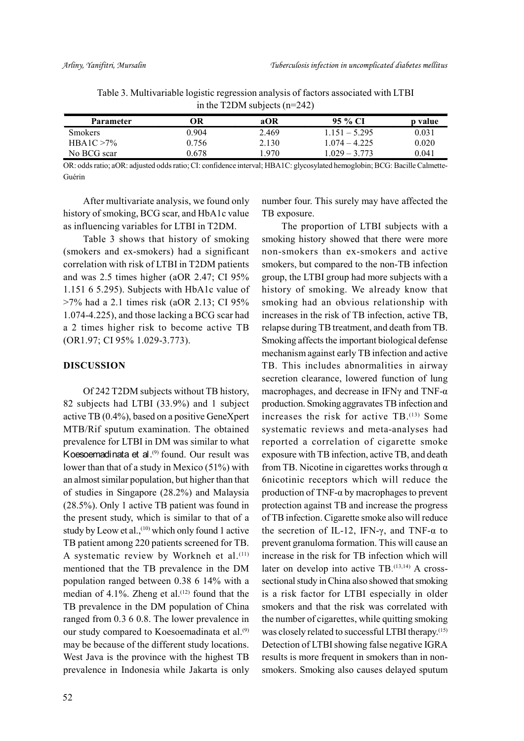Table 3. Multivariable logistic regression analysis of factors associated with LTBI in the T2DM subjects (n=242)

| Parameter | OR | aOR | 95 % CI | p value |
|---|---|---|---|---|
| Smokers | 0.904 | 2.469 | 1.151 – 5.295 | 0.031 |
| HBA1C >7% | 0.756 | 2.130 | 1.074 – 4.225 | 0.020 |
| No BCG scar | 0.678 | 1.970 | 1.029 – 3.773 | 0.041 |

OR: odds ratio; aOR: adjusted odds ratio; CI: confidence interval; HBA1C: glycosylated hemoglobin; BCG: Bacille Calmette-Guérin

After multivariate analysis, we found only history of smoking, BCG scar, and HbA1c value as influencing variables for LTBI in T2DM.

Table 3 shows that history of smoking (smokers and ex-smokers) had a significant correlation with risk of LTBI in T2DM patients and was 2.5 times higher (aOR 2.47; CI 95% 1.151 6 5.295). Subjects with HbA1c value of >7% had a 2.1 times risk (aOR 2.13; CI 95% 1.074-4.225), and those lacking a BCG scar had a 2 times higher risk to become active TB (OR1.97; CI 95% 1.029-3.773).

## DISCUSSION

Of 242 T2DM subjects without TB history, 82 subjects had LTBI (33.9%) and 1 subject active TB (0.4%), based on a positive GeneXpert MTB/Rif sputum examination. The obtained prevalence for LTBI in DM was similar to what Koesoemadinata et al.[9] found. Our result was lower than that of a study in Mexico (51%) with an almost similar population, but higher than that of studies in Singapore (28.2%) and Malaysia (28.5%). Only 1 active TB patient was found in the present study, which is similar to that of a study by Leow et al.,[10] which only found 1 active TB patient among 220 patients screened for TB. A systematic review by Workneh et al.[11] mentioned that the TB prevalence in the DM population ranged between 0.38 6 14% with a median of 4.1%. Zheng et al.[12] found that the TB prevalence in the DM population of China ranged from 0.3 6 0.8. The lower prevalence in our study compared to Koesoemadinata et al.[9] may be because of the different study locations. West Java is the province with the highest TB prevalence in Indonesia while Jakarta is only number four. This surely may have affected the TB exposure.

The proportion of LTBI subjects with a smoking history showed that there were more non-smokers than ex-smokers and active smokers, but compared to the non-TB infection group, the LTBI group had more subjects with a history of smoking. We already know that smoking had an obvious relationship with increases in the risk of TB infection, active TB, relapse during TB treatment, and death from TB. Smoking affects the important biological defense mechanism against early TB infection and active TB. This includes abnormalities in airway secretion clearance, lowered function of lung macrophages, and decrease in IFNγ and TNF-α production. Smoking aggravates TB infection and increases the risk for active TB.[13] Some systematic reviews and meta-analyses had reported a correlation of cigarette smoke exposure with TB infection, active TB, and death from TB. Nicotine in cigarettes works through α 6nicotinic receptors which will reduce the production of TNF-α by macrophages to prevent protection against TB and increase the progress of TB infection. Cigarette smoke also will reduce the secretion of IL-12, IFN-γ, and TNF-α to prevent granuloma formation. This will cause an increase in the risk for TB infection which will later on develop into active TB.[13,14] A cross-sectional study in China also showed that smoking is a risk factor for LTBI especially in older smokers and that the risk was correlated with the number of cigarettes, while quitting smoking was closely related to successful LTBI therapy.[15] Detection of LTBI showing false negative IGRA results is more frequent in smokers than in non-smokers. Smoking also causes delayed sputum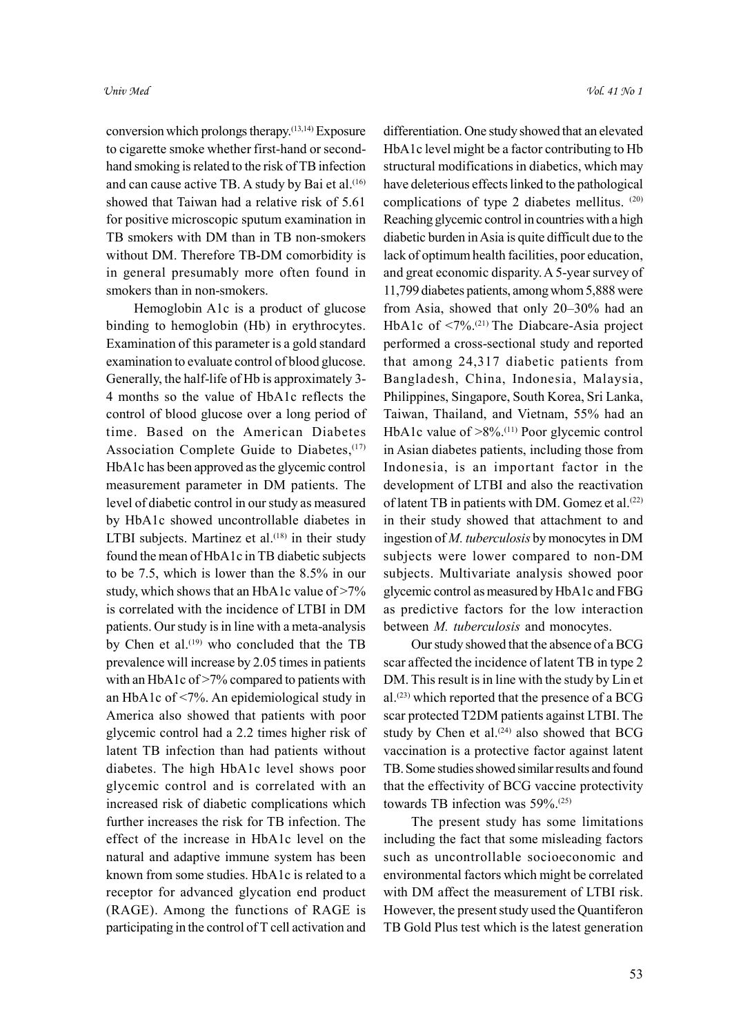conversion which prolongs therapy.[13,14] Exposure to cigarette smoke whether first-hand or second-hand smoking is related to the risk of TB infection and can cause active TB. A study by Bai et al.[16] showed that Taiwan had a relative risk of 5.61 for positive microscopic sputum examination in TB smokers with DM than in TB non-smokers without DM. Therefore TB-DM comorbidity is in general presumably more often found in smokers than in non-smokers.

Hemoglobin A1c is a product of glucose binding to hemoglobin (Hb) in erythrocytes. Examination of this parameter is a gold standard examination to evaluate control of blood glucose. Generally, the half-life of Hb is approximately 3-4 months so the value of HbA1c reflects the control of blood glucose over a long period of time. Based on the American Diabetes Association Complete Guide to Diabetes,[17] HbA1c has been approved as the glycemic control measurement parameter in DM patients. The level of diabetic control in our study as measured by HbA1c showed uncontrollable diabetes in LTBI subjects. Martinez et al.[18] in their study found the mean of HbA1c in TB diabetic subjects to be 7.5, which is lower than the 8.5% in our study, which shows that an HbA1c value of >7% is correlated with the incidence of LTBI in DM patients. Our study is in line with a meta-analysis by Chen et al.[19] who concluded that the TB prevalence will increase by 2.05 times in patients with an HbA1c of >7% compared to patients with an HbA1c of <7%. An epidemiological study in America also showed that patients with poor glycemic control had a 2.2 times higher risk of latent TB infection than had patients without diabetes. The high HbA1c level shows poor glycemic control and is correlated with an increased risk of diabetic complications which further increases the risk for TB infection. The effect of the increase in HbA1c level on the natural and adaptive immune system has been known from some studies. HbA1c is related to a receptor for advanced glycation end product (RAGE). Among the functions of RAGE is participating in the control of T cell activation and differentiation. One study showed that an elevated HbA1c level might be a factor contributing to Hb structural modifications in diabetics, which may have deleterious effects linked to the pathological complications of type 2 diabetes mellitus.[20] Reaching glycemic control in countries with a high diabetic burden in Asia is quite difficult due to the lack of optimum health facilities, poor education, and great economic disparity. A 5-year survey of 11,799 diabetes patients, among whom 5,888 were from Asia, showed that only 20–30% had an HbA1c of <7%.[21] The Diabcare-Asia project performed a cross-sectional study and reported that among 24,317 diabetic patients from Bangladesh, China, Indonesia, Malaysia, Philippines, Singapore, South Korea, Sri Lanka, Taiwan, Thailand, and Vietnam, 55% had an HbA1c value of >8%.[11] Poor glycemic control in Asian diabetes patients, including those from Indonesia, is an important factor in the development of LTBI and also the reactivation of latent TB in patients with DM. Gomez et al.[22] in their study showed that attachment to and ingestion of *M. tuberculosis* by monocytes in DM subjects were lower compared to non-DM subjects. Multivariate analysis showed poor glycemic control as measured by HbA1c and FBG as predictive factors for the low interaction between *M. tuberculosis* and monocytes.

Our study showed that the absence of a BCG scar affected the incidence of latent TB in type 2 DM. This result is in line with the study by Lin et al.[23] which reported that the presence of a BCG scar protected T2DM patients against LTBI. The study by Chen et al.[24] also showed that BCG vaccination is a protective factor against latent TB. Some studies showed similar results and found that the effectivity of BCG vaccine protectivity towards TB infection was 59%.[25]

The present study has some limitations including the fact that some misleading factors such as uncontrollable socioeconomic and environmental factors which might be correlated with DM affect the measurement of LTBI risk. However, the present study used the Quantiferon TB Gold Plus test which is the latest generation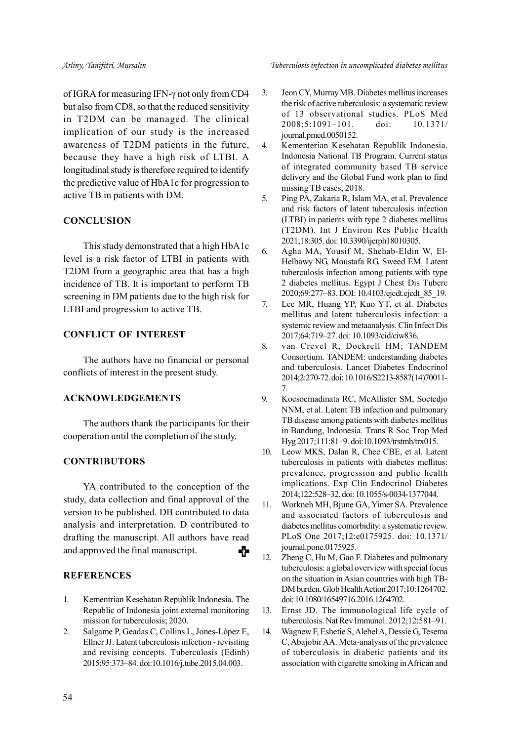of IGRA for measuring IFN-γ not only from CD4 but also from CD8, so that the reduced sensitivity in T2DM can be managed. The clinical implication of our study is the increased awareness of T2DM patients in the future, because they have a high risk of LTBI. A longitudinal study is therefore required to identify the predictive value of HbA1c for progression to active TB in patients with DM.

## CONCLUSION

This study demonstrated that a high HbA1c level is a risk factor of LTBI in patients with T2DM from a geographic area that has a high incidence of TB. It is important to perform TB screening in DM patients due to the high risk for LTBI and progression to active TB.

## CONFLICT OF INTEREST

The authors have no financial or personal conflicts of interest in the present study.

## ACKNOWLEDGEMENTS

The authors thank the participants for their cooperation until the completion of the study.

## CONTRIBUTORS

YA contributed to the conception of the study, data collection and final approval of the version to be published. DB contributed to data analysis and interpretation. D contributed to drafting the manuscript. All authors have read and approved the final manuscript.

## REFERENCES

1. Kementrian Kesehatan Republik Indonesia. The Republic of Indonesia joint external monitoring mission for tuberculosis; 2020.
2. Salgame P, Geadas C, Collins L, Jones-López E, Ellner JJ. Latent tuberculosis infection - revisiting and revising concepts. Tuberculosis (Edinb) 2015;95:373–84. doi:10.1016/j.tube.2015.04.003.
3. Jeon CY, Murray MB. Diabetes mellitus increases the risk of active tuberculosis: a systematic review of 13 observational studies. PLoS Med 2008;5:1091–101. doi: 10.1371/journal.pmed.0050152.
4. Kementerian Kesehatan Republik Indonesia. Indonesia National TB Program. Current status of integrated community based TB service delivery and the Global Fund work plan to find missing TB cases; 2018.
5. Ping PA, Zakaria R, Islam MA, et al. Prevalence and risk factors of latent tuberculosis infection (LTBI) in patients with type 2 diabetes mellitus (T2DM). Int J Environ Res Public Health 2021;18:305. doi: 10.3390/ijerph18010305.
6. Agha MA, Yousif M, Shehab-Eldin W, El-Helbawy NG, Moustafa RG, Sweed EM. Latent tuberculosis infection among patients with type 2 diabetes mellitus. Egypt J Chest Dis Tuberc 2020;69:277–83. DOI: 10.4103/ejcdt.ejcdt_85_19.
7. Lee MR, Huang YP, Kuo YT, et al. Diabetes mellitus and latent tuberculosis infection: a systemic review and metaanalysis. Clin Infect Dis 2017;64:719–27. doi: 10.1093/cid/ciw836.
8. van Crevel R, Dockrell HM; TANDEM Consortium. TANDEM: understanding diabetes and tuberculosis. Lancet Diabetes Endocrinol 2014;2:270-72. doi: 10.1016/S2213-8587(14)70011-7.
9. Koesoemadinata RC, McAllister SM, Soetedjo NNM, et al. Latent TB infection and pulmonary TB disease among patients with diabetes mellitus in Bandung, Indonesia. Trans R Soc Trop Med Hyg 2017;111:81–9. doi:10.1093/trstmh/trx015.
10. Leow MKS, Dalan R, Chee CBE, et al. Latent tuberculosis in patients with diabetes mellitus: prevalence, progression and public health implications. Exp Clin Endocrinol Diabetes 2014;122:528–32. doi: 10.1055/s-0034-1377044.
11. Workneh MH, Bjune GA, Yimer SA. Prevalence and associated factors of tuberculosis and diabetes mellitus comorbidity: a systematic review. PLoS One 2017;12:e0175925. doi: 10.1371/journal.pone.0175925.
12. Zheng C, Hu M, Gao F. Diabetes and pulmonary tuberculosis: a global overview with special focus on the situation in Asian countries with high TB-DM burden. Glob Health Action 2017;10:1264702. doi: 10.1080/16549716.2016.1264702.
13. Ernst JD. The immunological life cycle of tuberculosis. Nat Rev Immunol. 2012;12:581–91.
14. Wagnew F, Eshetie S, Alebel A, Dessie G, Tesema C, Abajobir AA. Meta-analysis of the prevalence of tuberculosis in diabetic patients and its association with cigarette smoking in African and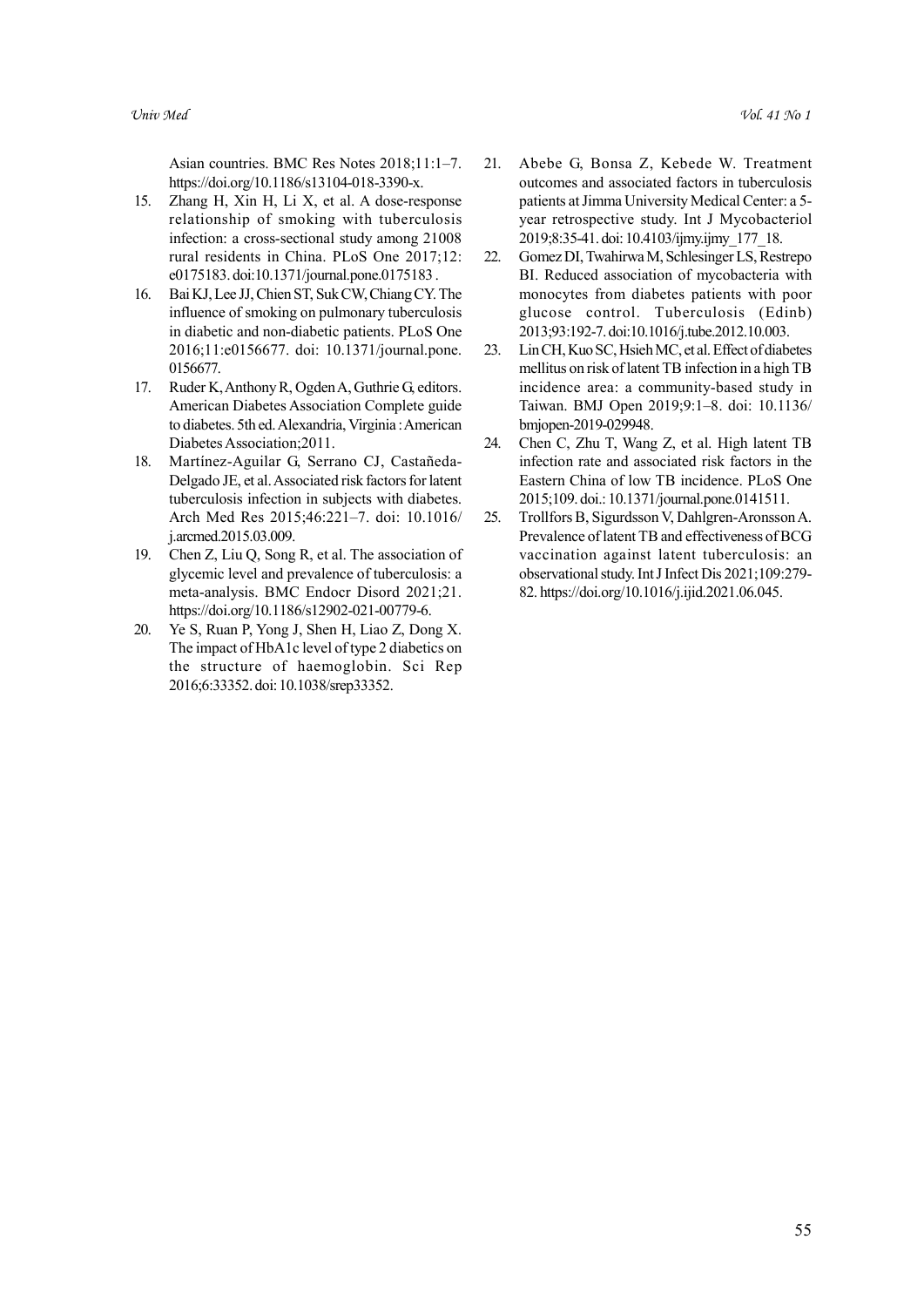Asian countries. BMC Res Notes 2018;11:1–7. https://doi.org/10.1186/s13104-018-3390-x.

15. Zhang H, Xin H, Li X, et al. A dose-response relationship of smoking with tuberculosis infection: a cross-sectional study among 21008 rural residents in China. PLoS One 2017;12: e0175183. doi:10.1371/journal.pone.0175183 .
16. Bai KJ, Lee JJ, Chien ST, Suk CW, Chiang CY. The influence of smoking on pulmonary tuberculosis in diabetic and non-diabetic patients. PLoS One 2016;11:e0156677. doi: 10.1371/journal.pone. 0156677.
17. Ruder K, Anthony R, Ogden A, Guthrie G, editors. American Diabetes Association Complete guide to diabetes. 5th ed. Alexandria, Virginia : American Diabetes Association;2011.
18. Martínez-Aguilar G, Serrano CJ, Castañeda-Delgado JE, et al. Associated risk factors for latent tuberculosis infection in subjects with diabetes. Arch Med Res 2015;46:221–7. doi: 10.1016/j.arcmed.2015.03.009.
19. Chen Z, Liu Q, Song R, et al. The association of glycemic level and prevalence of tuberculosis: a meta-analysis. BMC Endocr Disord 2021;21. https://doi.org/10.1186/s12902-021-00779-6.
20. Ye S, Ruan P, Yong J, Shen H, Liao Z, Dong X. The impact of HbA1c level of type 2 diabetics on the structure of haemoglobin. Sci Rep 2016;6:33352. doi: 10.1038/srep33352.
21. Abebe G, Bonsa Z, Kebede W. Treatment outcomes and associated factors in tuberculosis patients at Jimma University Medical Center: a 5-year retrospective study. Int J Mycobacteriol 2019;8:35-41. doi: 10.4103/ijmy.ijmy_177_18.
22. Gomez DI, Twahirwa M, Schlesinger LS, Restrepo BI. Reduced association of mycobacteria with monocytes from diabetes patients with poor glucose control. Tuberculosis (Edinb) 2013;93:192-7. doi:10.1016/j.tube.2012.10.003.
23. Lin CH, Kuo SC, Hsieh MC, et al. Effect of diabetes mellitus on risk of latent TB infection in a high TB incidence area: a community-based study in Taiwan. BMJ Open 2019;9:1–8. doi: 10.1136/bmjopen-2019-029948.
24. Chen C, Zhu T, Wang Z, et al. High latent TB infection rate and associated risk factors in the Eastern China of low TB incidence. PLoS One 2015;109. doi.: 10.1371/journal.pone.0141511.
25. Trollfors B, Sigurdsson V, Dahlgren-Aronsson A. Prevalence of latent TB and effectiveness of BCG vaccination against latent tuberculosis: an observational study. Int J Infect Dis 2021;109:279-82. https://doi.org/10.1016/j.ijid.2021.06.045.